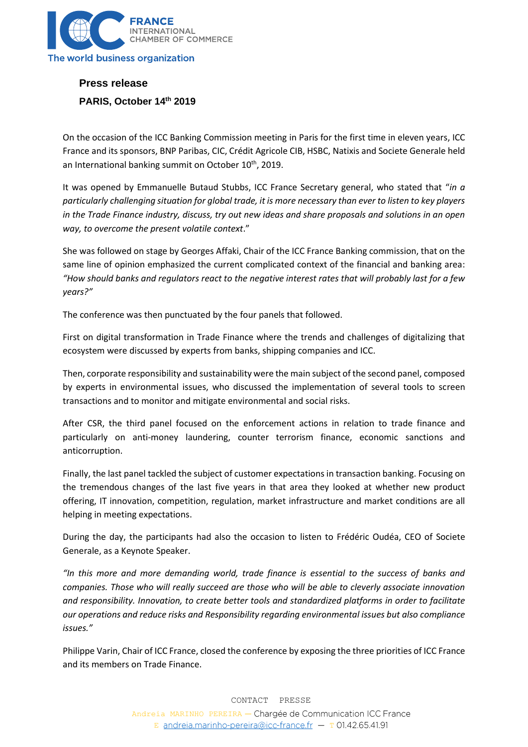FRANCE
INTERNATIONAL CHAMBER OF COMMERCE
The world business organization

**Press release**

**PARIS, October 14th 2019**

On the occasion of the ICC Banking Commission meeting in Paris for the first time in eleven years, ICC France and its sponsors, BNP Paribas, CIC, Crédit Agricole CIB, HSBC, Natixis and Societe Generale held an International banking summit on October 10th, 2019.

It was opened by Emmanuelle Butaud Stubbs, ICC France Secretary general, who stated that "*in a particularly challenging situation for global trade, it is more necessary than ever to listen to key players in the Trade Finance industry, discuss, try out new ideas and share proposals and solutions in an open way, to overcome the present volatile context*."

She was followed on stage by Georges Affaki, Chair of the ICC France Banking commission, that on the same line of opinion emphasized the current complicated context of the financial and banking area: *"How should banks and regulators react to the negative interest rates that will probably last for a few years?"*

The conference was then punctuated by the four panels that followed.

First on digital transformation in Trade Finance where the trends and challenges of digitalizing that ecosystem were discussed by experts from banks, shipping companies and ICC.

Then, corporate responsibility and sustainability were the main subject of the second panel, composed by experts in environmental issues, who discussed the implementation of several tools to screen transactions and to monitor and mitigate environmental and social risks.

After CSR, the third panel focused on the enforcement actions in relation to trade finance and particularly on anti-money laundering, counter terrorism finance, economic sanctions and anticorruption.

Finally, the last panel tackled the subject of customer expectations in transaction banking. Focusing on the tremendous changes of the last five years in that area they looked at whether new product offering, IT innovation, competition, regulation, market infrastructure and market conditions are all helping in meeting expectations.

During the day, the participants had also the occasion to listen to Frédéric Oudéa, CEO of Societe Generale, as a Keynote Speaker.

*"In this more and more demanding world, trade finance is essential to the success of banks and companies. Those who will really succeed are those who will be able to cleverly associate innovation and responsibility. Innovation, to create better tools and standardized platforms in order to facilitate our operations and reduce risks and Responsibility regarding environmental issues but also compliance issues."*

Philippe Varin, Chair of ICC France, closed the conference by exposing the three priorities of ICC France and its members on Trade Finance.

CONTACT PRESSE

Andreia MARINHO PEREIRA — Chargée de Communication ICC France

E andreia.marinho-pereira@icc-france.fr — T 01.42.65.41.91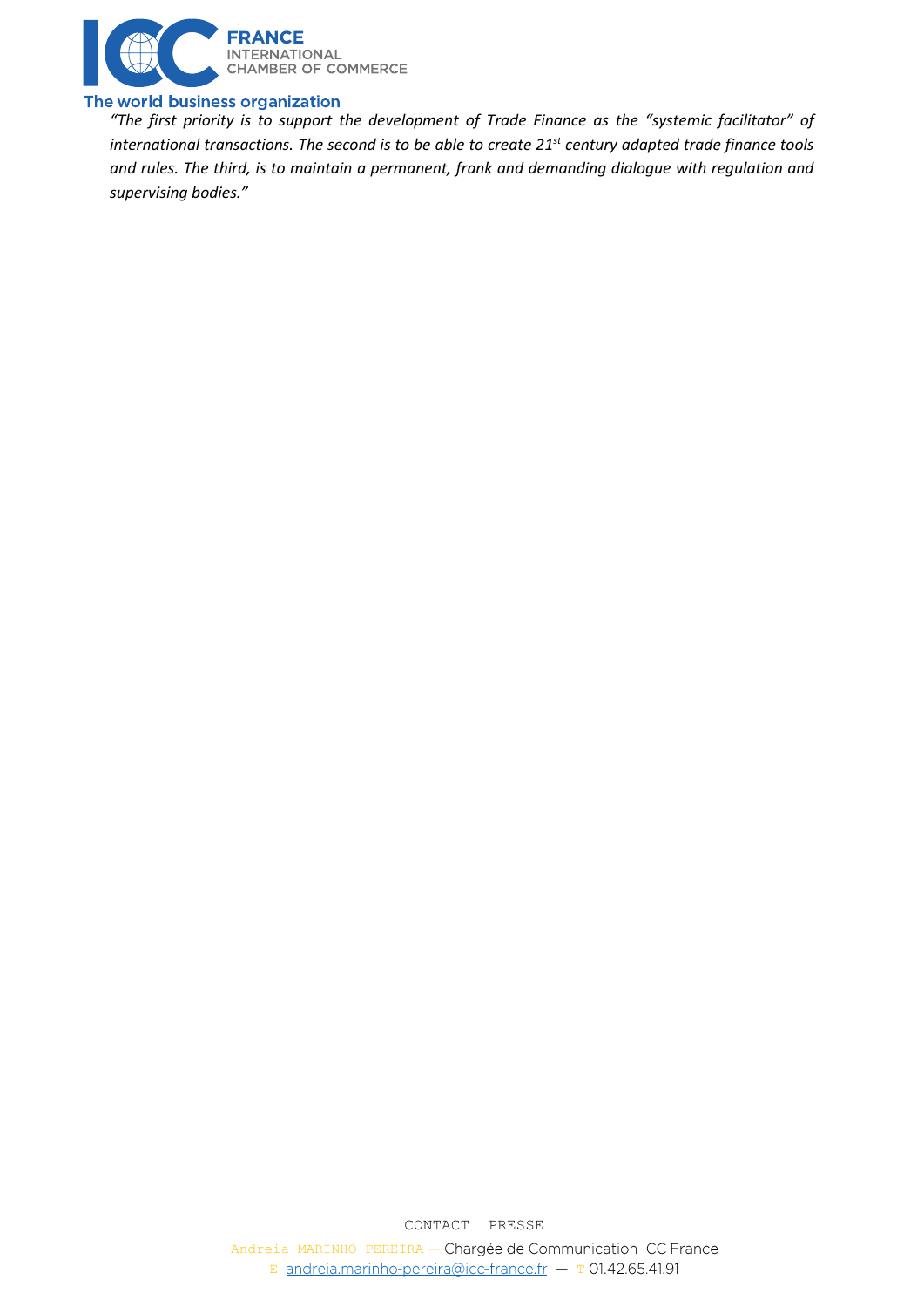*"The first priority is to support the development of Trade Finance as the "systemic facilitator" of international transactions. The second is to be able to create 21st century adapted trade finance tools and rules. The third, is to maintain a permanent, frank and demanding dialogue with regulation and supervising bodies."*

CONTACT PRESSE

Andreia MARINHO PEREIRA — Chargée de Communication ICC France

E andreia.marinho-pereira@icc-france.fr — T 01.42.65.41.91